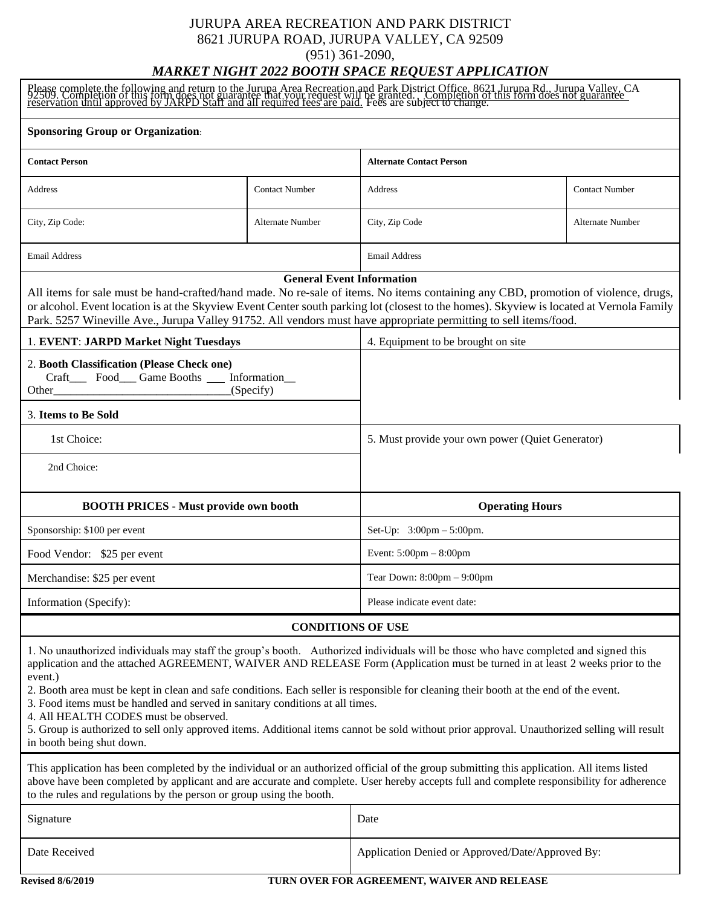# JURUPA AREA RECREATION AND PARK DISTRICT

8621 JURUPA ROAD, JURUPA VALLEY, CA 92509

(951) 361-2090,

## *MARKET NIGHT 2022 BOOTH SPACE REQUEST APPLICATION*

Please complete the following and return to the Jurupa Area Recreation and Park District Office, 8621 Jurupa Rd., Jurupa Valley, CA 92509. Completion of this form does not guarantee that your request will be granted. Completion of this form does not guarantee reservation until approved by JARPD Staff and all required fees are paid. Fees are subject to change.

**Sponsoring Group or Organization**:

| **Contact Person** | | **Alternate Contact Person** | |
|---|---|---|---|
| Address | Contact Number | Address | Contact Number |
| City, Zip Code: | Alternate Number | City, Zip Code | Alternate Number |
| Email Address | | Email Address | |

**General Event Information**

All items for sale must be hand-crafted/hand made. No re-sale of items. No items containing any CBD, promotion of violence, drugs, or alcohol. Event location is at the Skyview Event Center south parking lot (closest to the homes). Skyview is located at Vernola Family Park. 5257 Wineville Ave., Jurupa Valley 91752. All vendors must have appropriate permitting to sell items/food.

| | |
|---|---|
| 1. **EVENT**: **JARPD Market Night Tuesdays** | 4. Equipment to be brought on site |
| 2. **Booth Classification (Please Check one)**<br>Craft___ Food___ Game Booths ___ Information__<br>Other______________________________(Specify) | |
| 3. **Items to Be Sold** | |
| 1st Choice: | 5. Must provide your own power (Quiet Generator) |
| 2nd Choice: | |

| **BOOTH PRICES - Must provide own booth** | **Operating Hours** |
|---|---|
| Sponsorship: $100 per event | Set-Up: 3:00pm – 5:00pm. |
| Food Vendor: $25 per event | Event: 5:00pm – 8:00pm |
| Merchandise: $25 per event | Tear Down: 8:00pm – 9:00pm |
| Information (Specify): | Please indicate event date: |

**CONDITIONS OF USE**

1. No unauthorized individuals may staff the group's booth. Authorized individuals will be those who have completed and signed this application and the attached AGREEMENT, WAIVER AND RELEASE Form (Application must be turned in at least 2 weeks prior to the event.)
2. Booth area must be kept in clean and safe conditions. Each seller is responsible for cleaning their booth at the end of the event.
3. Food items must be handled and served in sanitary conditions at all times.
4. All HEALTH CODES must be observed.
5. Group is authorized to sell only approved items. Additional items cannot be sold without prior approval. Unauthorized selling will result in booth being shut down.

This application has been completed by the individual or an authorized official of the group submitting this application. All items listed above have been completed by applicant and are accurate and complete. User hereby accepts full and complete responsibility for adherence to the rules and regulations by the person or group using the booth.

| | |
|---|---|
| Signature | Date |
| Date Received | Application Denied or Approved/Date/Approved By: |

**Revised 8/6/2019** **TURN OVER FOR AGREEMENT, WAIVER AND RELEASE**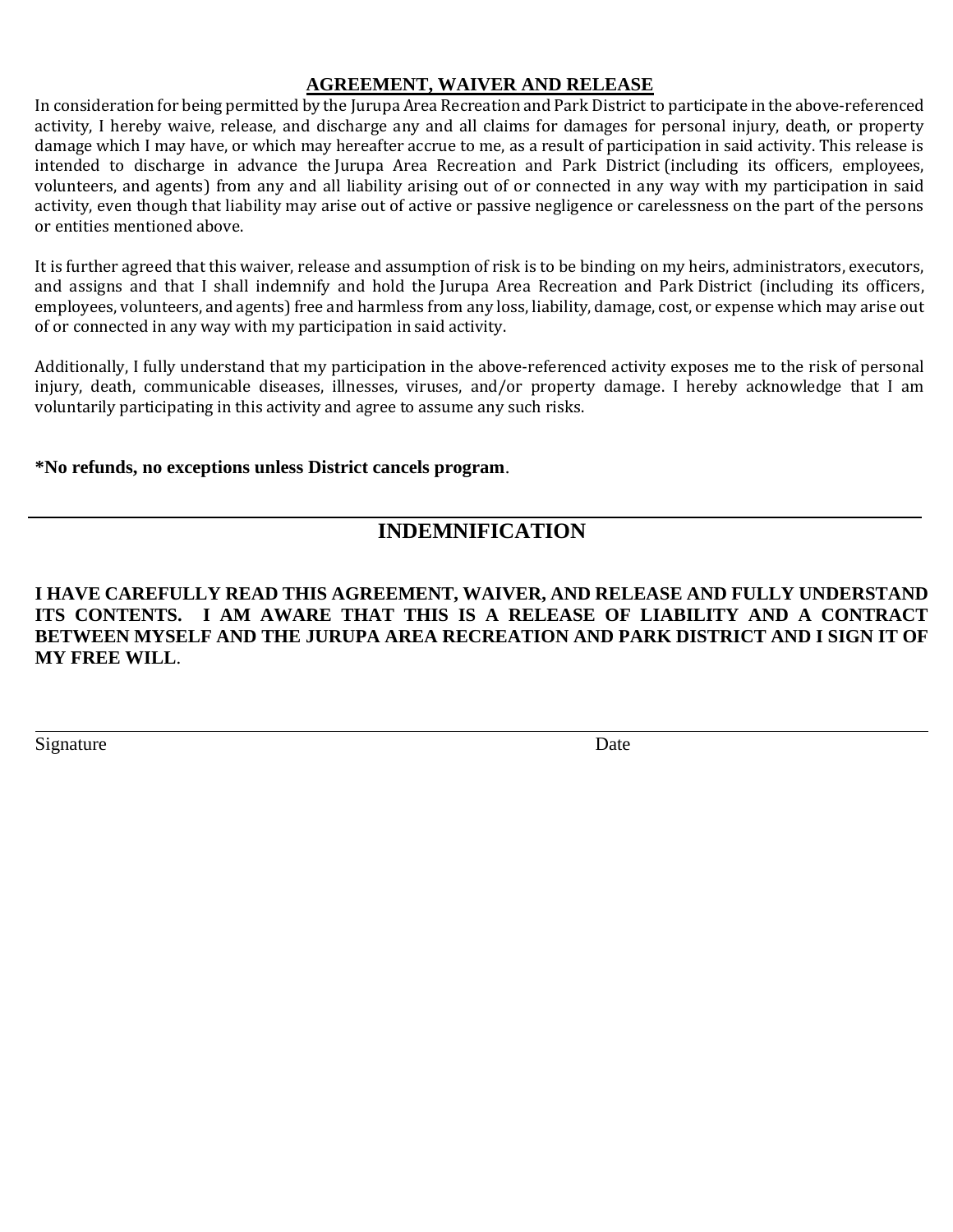## AGREEMENT, WAIVER AND RELEASE

In consideration for being permitted by the Jurupa Area Recreation and Park District to participate in the above-referenced activity, I hereby waive, release, and discharge any and all claims for damages for personal injury, death, or property damage which I may have, or which may hereafter accrue to me, as a result of participation in said activity. This release is intended to discharge in advance the Jurupa Area Recreation and Park District (including its officers, employees, volunteers, and agents) from any and all liability arising out of or connected in any way with my participation in said activity, even though that liability may arise out of active or passive negligence or carelessness on the part of the persons or entities mentioned above.

It is further agreed that this waiver, release and assumption of risk is to be binding on my heirs, administrators, executors, and assigns and that I shall indemnify and hold the Jurupa Area Recreation and Park District (including its officers, employees, volunteers, and agents) free and harmless from any loss, liability, damage, cost, or expense which may arise out of or connected in any way with my participation in said activity.

Additionally, I fully understand that my participation in the above-referenced activity exposes me to the risk of personal injury, death, communicable diseases, illnesses, viruses, and/or property damage. I hereby acknowledge that I am voluntarily participating in this activity and agree to assume any such risks.

**\*No refunds, no exceptions unless District cancels program**.

---

## INDEMNIFICATION

**I HAVE CAREFULLY READ THIS AGREEMENT, WAIVER, AND RELEASE AND FULLY UNDERSTAND ITS CONTENTS. I AM AWARE THAT THIS IS A RELEASE OF LIABILITY AND A CONTRACT BETWEEN MYSELF AND THE JURUPA AREA RECREATION AND PARK DISTRICT AND I SIGN IT OF MY FREE WILL**.

\_\_\_\_\_\_\_\_\_\_\_\_\_\_\_\_\_\_\_\_\_\_\_\_\_\_\_\_\_\_\_\_\_\_\_\_\_\_\_\_\_\_\_\_\_\_\_\_\_\_\_\_\_\_\_\_\_\_\_\_\_\_\_\_\_\_\_\_\_\_\_\_\_\_\_\_

Signature                                                                                    Date